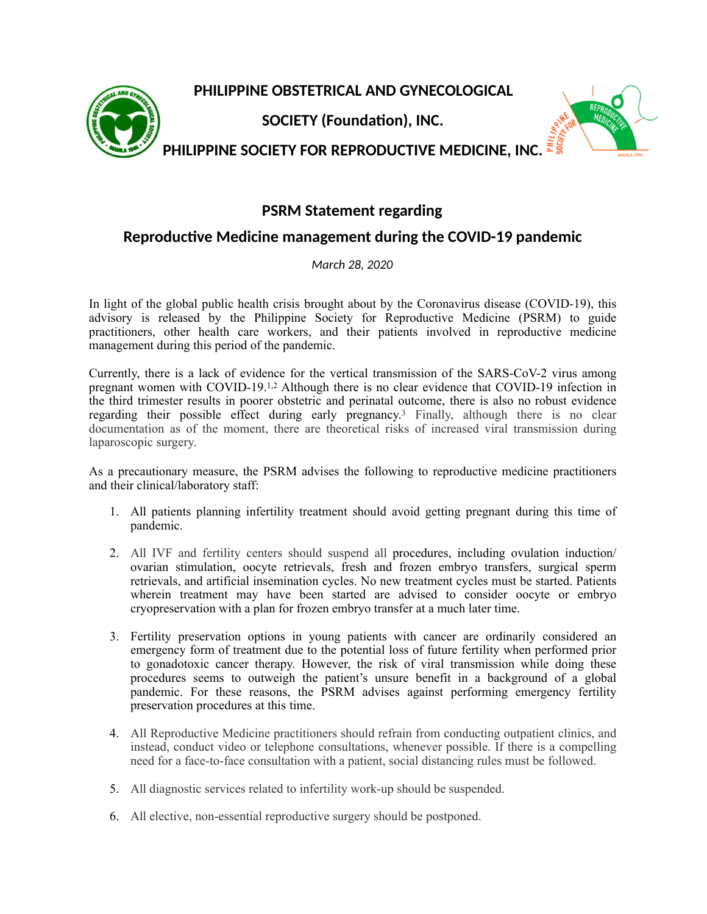**PHILIPPINE OBSTETRICAL AND GYNECOLOGICAL SOCIETY (Foundation), INC.**

**PHILIPPINE SOCIETY FOR REPRODUCTIVE MEDICINE, INC.**

## PSRM Statement regarding Reproductive Medicine management during the COVID-19 pandemic

*March 28, 2020*

In light of the global public health crisis brought about by the Coronavirus disease (COVID-19), this advisory is released by the Philippine Society for Reproductive Medicine (PSRM) to guide practitioners, other health care workers, and their patients involved in reproductive medicine management during this period of the pandemic.

Currently, there is a lack of evidence for the vertical transmission of the SARS-CoV-2 virus among pregnant women with COVID-19.[1,2] Although there is no clear evidence that COVID-19 infection in the third trimester results in poorer obstetric and perinatal outcome, there is also no robust evidence regarding their possible effect during early pregnancy.[3] Finally, although there is no clear documentation as of the moment, there are theoretical risks of increased viral transmission during laparoscopic surgery.

As a precautionary measure, the PSRM advises the following to reproductive medicine practitioners and their clinical/laboratory staff:

1. All patients planning infertility treatment should avoid getting pregnant during this time of pandemic.

2. All IVF and fertility centers should suspend all procedures, including ovulation induction/ ovarian stimulation, oocyte retrievals, fresh and frozen embryo transfers, surgical sperm retrievals, and artificial insemination cycles. No new treatment cycles must be started. Patients wherein treatment may have been started are advised to consider oocyte or embryo cryopreservation with a plan for frozen embryo transfer at a much later time.

3. Fertility preservation options in young patients with cancer are ordinarily considered an emergency form of treatment due to the potential loss of future fertility when performed prior to gonadotoxic cancer therapy. However, the risk of viral transmission while doing these procedures seems to outweigh the patient's unsure benefit in a background of a global pandemic. For these reasons, the PSRM advises against performing emergency fertility preservation procedures at this time.

4. All Reproductive Medicine practitioners should refrain from conducting outpatient clinics, and instead, conduct video or telephone consultations, whenever possible. If there is a compelling need for a face-to-face consultation with a patient, social distancing rules must be followed.

5. All diagnostic services related to infertility work-up should be suspended.

6. All elective, non-essential reproductive surgery should be postponed.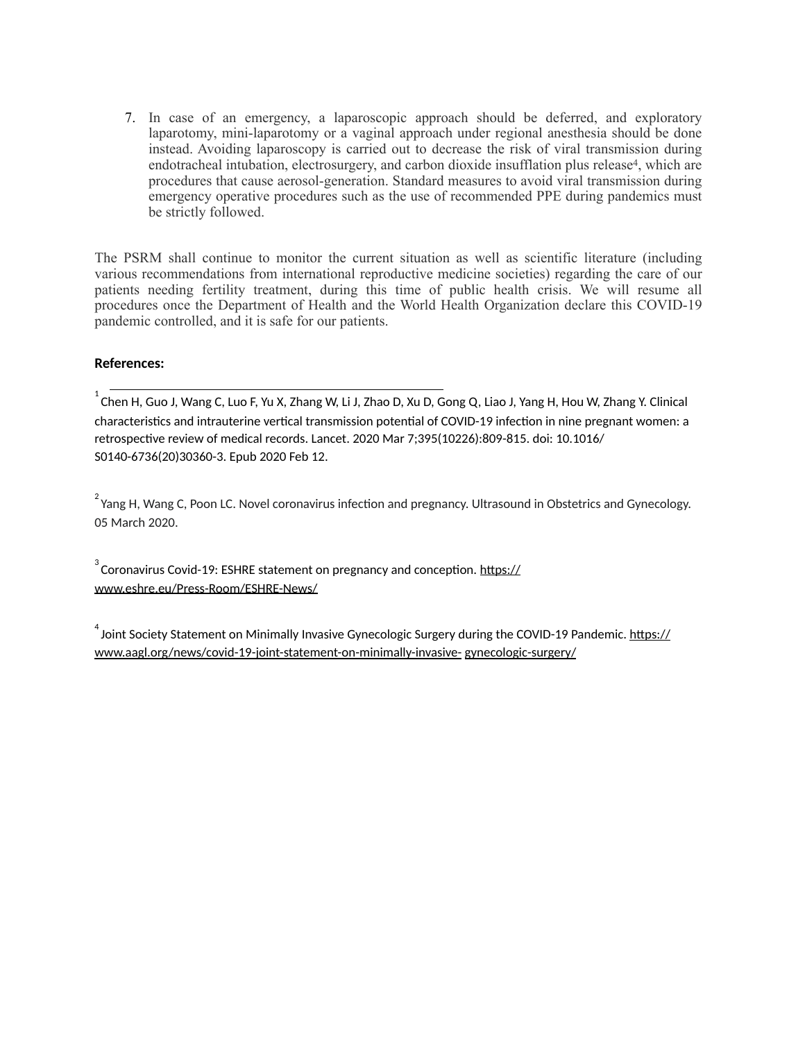7. In case of an emergency, a laparoscopic approach should be deferred, and exploratory laparotomy, mini-laparotomy or a vaginal approach under regional anesthesia should be done instead. Avoiding laparoscopy is carried out to decrease the risk of viral transmission during endotracheal intubation, electrosurgery, and carbon dioxide insufflation plus release[4], which are procedures that cause aerosol-generation. Standard measures to avoid viral transmission during emergency operative procedures such as the use of recommended PPE during pandemics must be strictly followed.

The PSRM shall continue to monitor the current situation as well as scientific literature (including various recommendations from international reproductive medicine societies) regarding the care of our patients needing fertility treatment, during this time of public health crisis. We will resume all procedures once the Department of Health and the World Health Organization declare this COVID-19 pandemic controlled, and it is safe for our patients.

**References:**

[1] Chen H, Guo J, Wang C, Luo F, Yu X, Zhang W, Li J, Zhao D, Xu D, Gong Q, Liao J, Yang H, Hou W, Zhang Y. Clinical characteristics and intrauterine vertical transmission potential of COVID-19 infection in nine pregnant women: a retrospective review of medical records. Lancet. 2020 Mar 7;395(10226):809-815. doi: 10.1016/S0140-6736(20)30360-3. Epub 2020 Feb 12.

[2] Yang H, Wang C, Poon LC. Novel coronavirus infection and pregnancy. Ultrasound in Obstetrics and Gynecology. 05 March 2020.

[3] Coronavirus Covid-19: ESHRE statement on pregnancy and conception. https://www.eshre.eu/Press-Room/ESHRE-News/

[4] Joint Society Statement on Minimally Invasive Gynecologic Surgery during the COVID-19 Pandemic. https://www.aagl.org/news/covid-19-joint-statement-on-minimally-invasive-gynecologic-surgery/